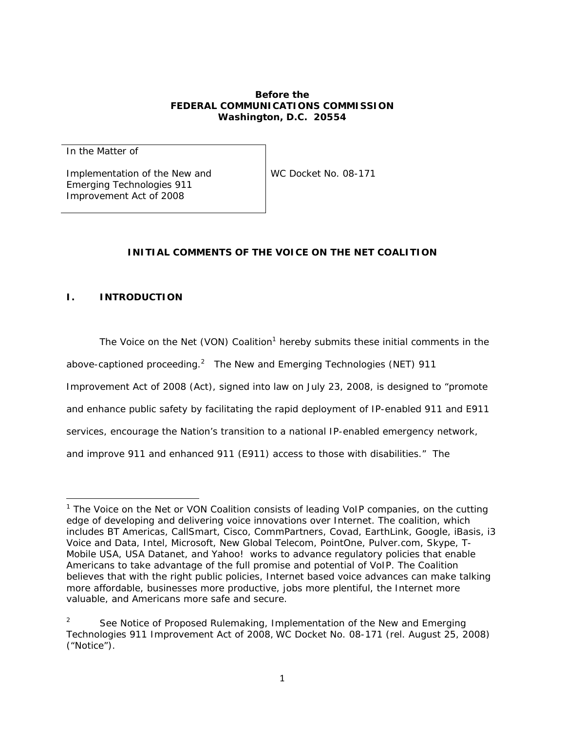**Before the**
**FEDERAL COMMUNICATIONS COMMISSION**
**Washington, D.C. 20554**

| In the Matter of<br><br>Implementation of the New and Emerging Technologies 911 Improvement Act of 2008 | WC Docket No. 08-171 |
|---|---|

## INITIAL COMMENTS OF THE VOICE ON THE NET COALITION

## I. INTRODUCTION

The Voice on the Net (VON) Coalition[1] hereby submits these initial comments in the above-captioned proceeding.[2] The New and Emerging Technologies (NET) 911 Improvement Act of 2008 (Act), signed into law on July 23, 2008, is designed to "promote and enhance public safety by facilitating the rapid deployment of IP-enabled 911 and E911 services, encourage the Nation's transition to a national IP-enabled emergency network, and improve 911 and enhanced 911 (E911) access to those with disabilities." The

---

[1] The Voice on the Net or VON Coalition consists of leading VoIP companies, on the cutting edge of developing and delivering voice innovations over Internet. The coalition, which includes BT Americas, CallSmart, Cisco, CommPartners, Covad, EarthLink, Google, iBasis, i3 Voice and Data, Intel, Microsoft, New Global Telecom, PointOne, Pulver.com, Skype, T-Mobile USA, USA Datanet, and Yahoo! works to advance regulatory policies that enable Americans to take advantage of the full promise and potential of VoIP. The Coalition believes that with the right public policies, Internet based voice advances can make talking more affordable, businesses more productive, jobs more plentiful, the Internet more valuable, and Americans more safe and secure.

[2] See Notice of Proposed Rulemaking, Implementation of the New and Emerging Technologies 911 Improvement Act of 2008, WC Docket No. 08-171 (rel. August 25, 2008) ("Notice").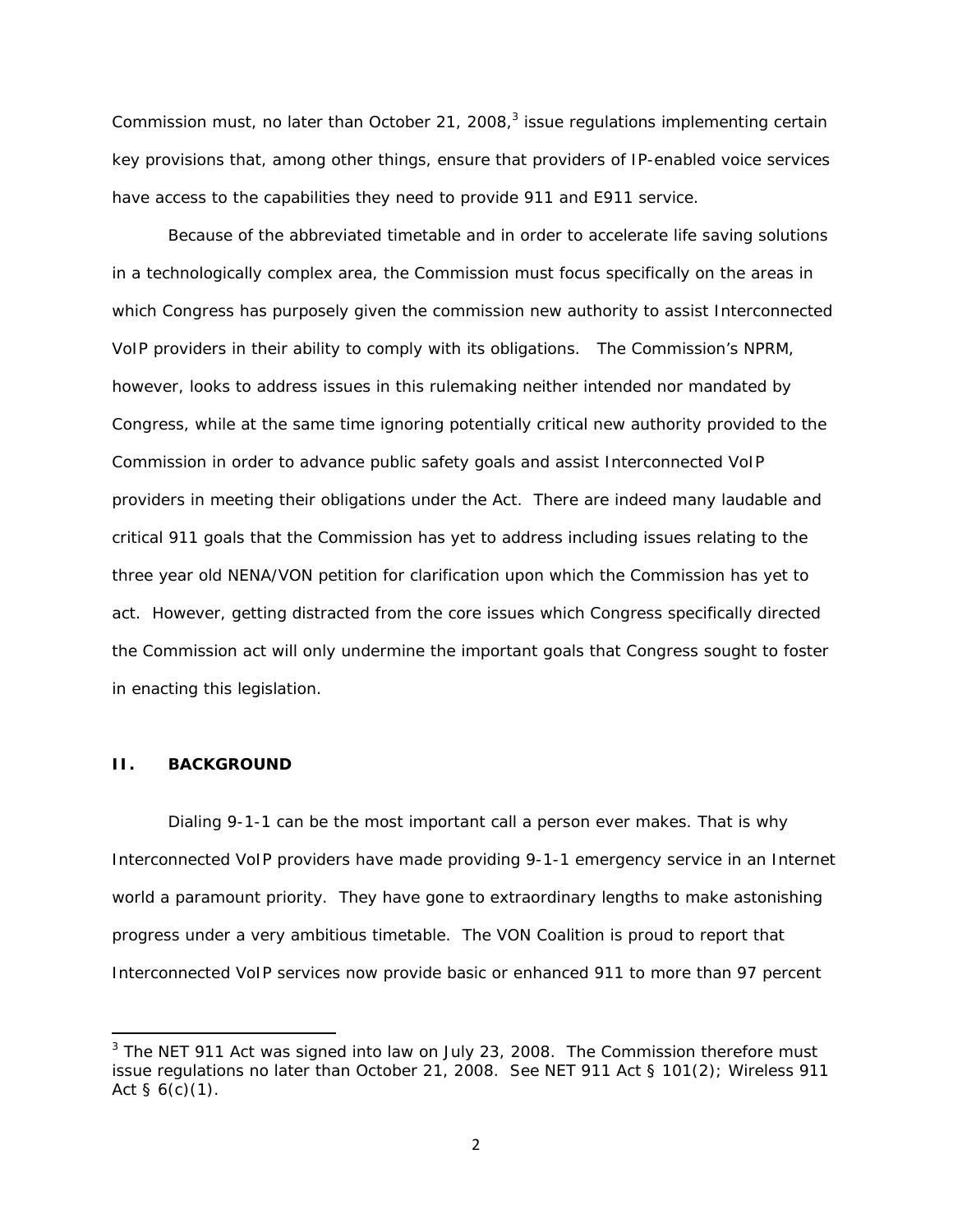Commission must, no later than October 21, 2008,[3] issue regulations implementing certain key provisions that, among other things, ensure that providers of IP-enabled voice services have access to the capabilities they need to provide 911 and E911 service.

Because of the abbreviated timetable and in order to accelerate life saving solutions in a technologically complex area, the Commission must focus specifically on the areas in which Congress has purposely given the commission new authority to assist Interconnected VoIP providers in their ability to comply with its obligations. The Commission's NPRM, however, looks to address issues in this rulemaking neither intended nor mandated by Congress, while at the same time ignoring potentially critical new authority provided to the Commission in order to advance public safety goals and assist Interconnected VoIP providers in meeting their obligations under the Act. There are indeed many laudable and critical 911 goals that the Commission has yet to address including issues relating to the three year old NENA/VON petition for clarification upon which the Commission has yet to act. However, getting distracted from the core issues which Congress specifically directed the Commission act will only undermine the important goals that Congress sought to foster in enacting this legislation.

## II. BACKGROUND

Dialing 9-1-1 can be the most important call a person ever makes. That is why Interconnected VoIP providers have made providing 9-1-1 emergency service in an Internet world a paramount priority. They have gone to extraordinary lengths to make astonishing progress under a very ambitious timetable. The VON Coalition is proud to report that Interconnected VoIP services now provide basic or enhanced 911 to more than 97 percent

---

[3] The NET 911 Act was signed into law on July 23, 2008. The Commission therefore must issue regulations no later than October 21, 2008. See NET 911 Act § 101(2); Wireless 911 Act § 6(c)(1).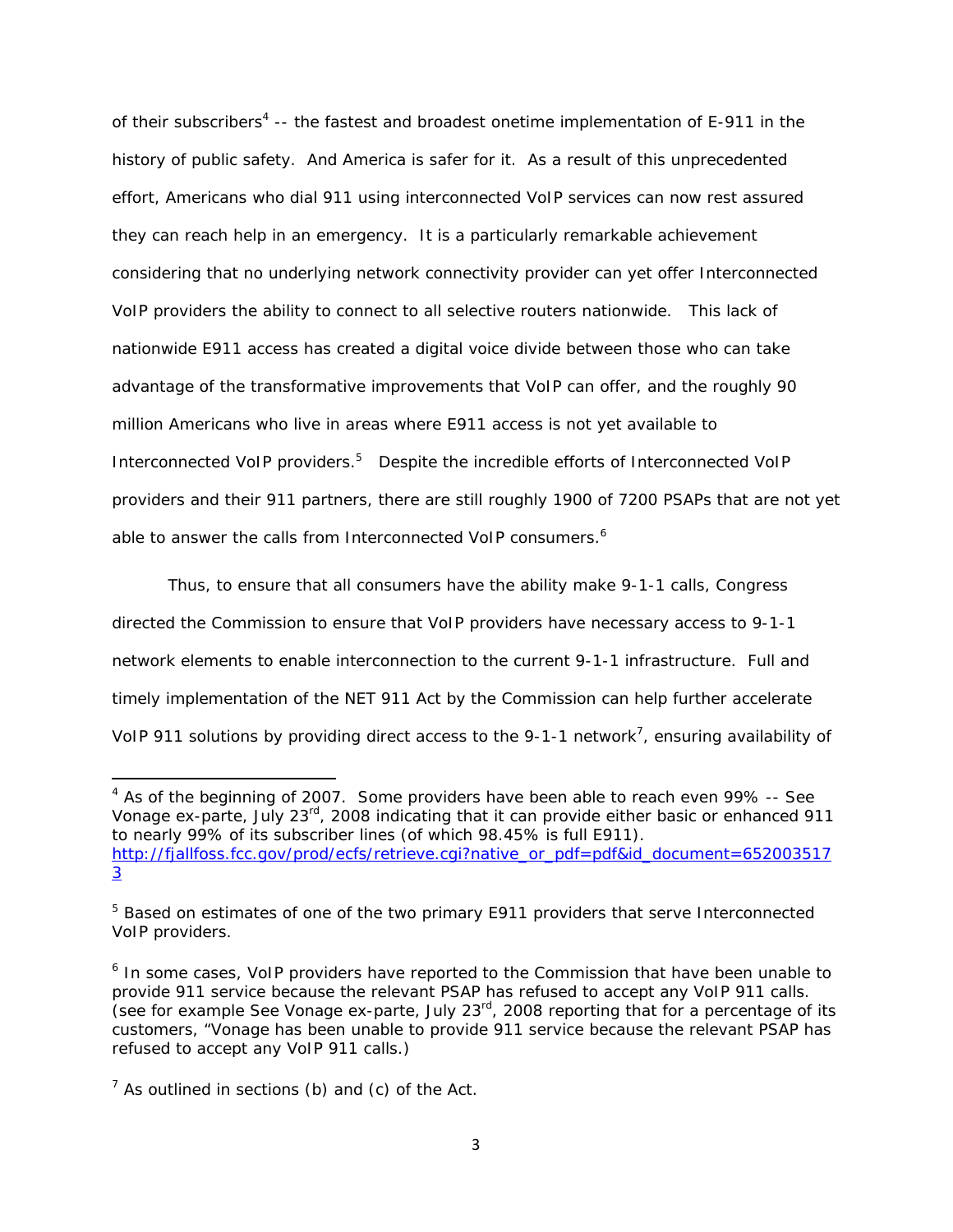of their subscribers[4] -- the fastest and broadest onetime implementation of E-911 in the history of public safety. And America is safer for it. As a result of this unprecedented effort, Americans who dial 911 using interconnected VoIP services can now rest assured they can reach help in an emergency. It is a particularly remarkable achievement considering that no underlying network connectivity provider can yet offer Interconnected VoIP providers the ability to connect to all selective routers nationwide. This lack of nationwide E911 access has created a digital voice divide between those who can take advantage of the transformative improvements that VoIP can offer, and the roughly 90 million Americans who live in areas where E911 access is not yet available to Interconnected VoIP providers.[5] Despite the incredible efforts of Interconnected VoIP providers and their 911 partners, there are still roughly 1900 of 7200 PSAPs that are not yet able to answer the calls from Interconnected VoIP consumers.[6]

Thus, to ensure that all consumers have the ability make 9-1-1 calls, Congress directed the Commission to ensure that VoIP providers have necessary access to 9-1-1 network elements to enable interconnection to the current 9-1-1 infrastructure. Full and timely implementation of the NET 911 Act by the Commission can help further accelerate VoIP 911 solutions by providing direct access to the 9-1-1 network[7], ensuring availability of

---

[4] As of the beginning of 2007. Some providers have been able to reach even 99% -- See Vonage ex-parte, July 23rd, 2008 indicating that it can provide either basic or enhanced 911 to nearly 99% of its subscriber lines (of which 98.45% is full E911). http://fjallfoss.fcc.gov/prod/ecfs/retrieve.cgi?native_or_pdf=pdf&id_document=6520035173

[5] Based on estimates of one of the two primary E911 providers that serve Interconnected VoIP providers.

[6] In some cases, VoIP providers have reported to the Commission that have been unable to provide 911 service because the relevant PSAP has refused to accept any VoIP 911 calls. (see for example See Vonage ex-parte, July 23rd, 2008 reporting that for a percentage of its customers, "Vonage has been unable to provide 911 service because the relevant PSAP has refused to accept any VoIP 911 calls.)

[7] As outlined in sections (b) and (c) of the Act.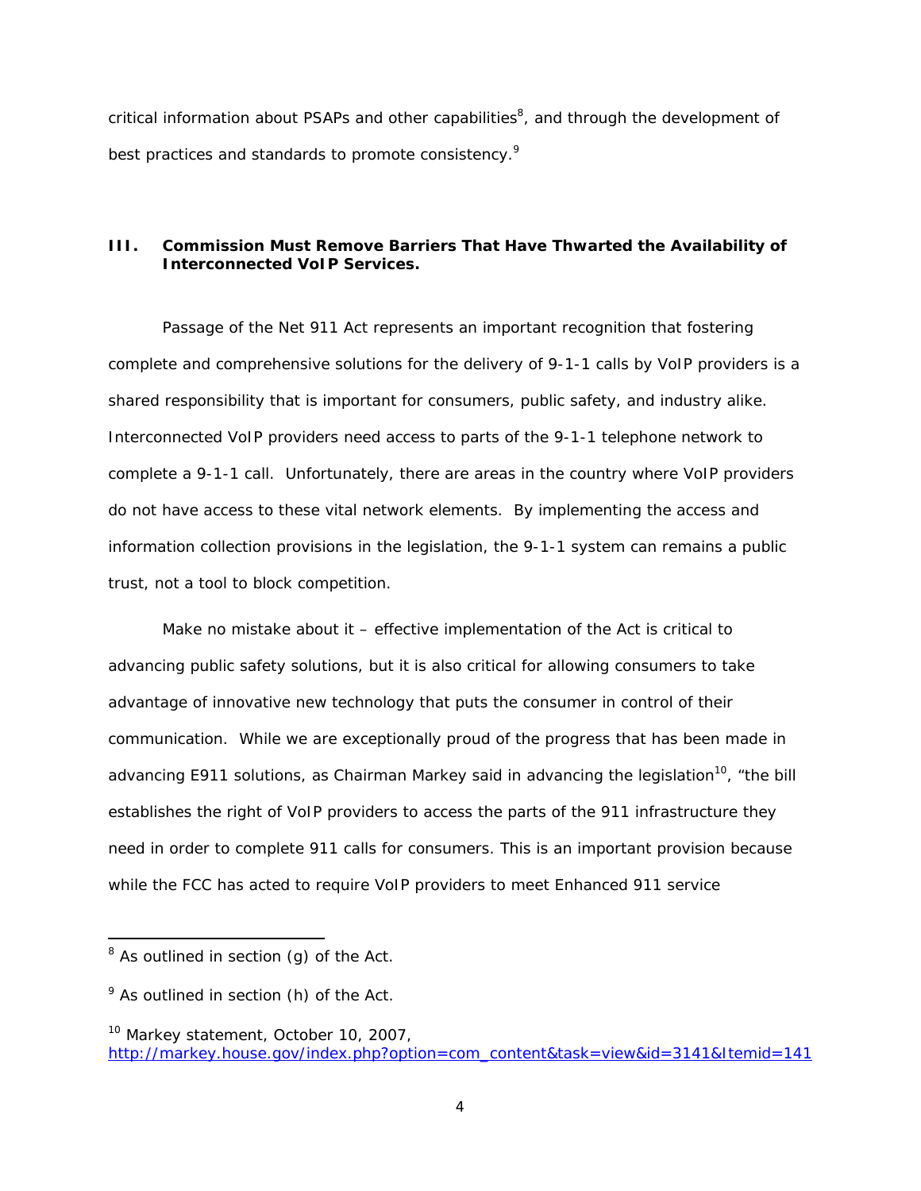critical information about PSAPs and other capabilities[8], and through the development of best practices and standards to promote consistency.[9]

## III. Commission Must Remove Barriers That Have Thwarted the Availability of Interconnected VoIP Services.

Passage of the Net 911 Act represents an important recognition that fostering complete and comprehensive solutions for the delivery of 9-1-1 calls by VoIP providers is a shared responsibility that is important for consumers, public safety, and industry alike. Interconnected VoIP providers need access to parts of the 9-1-1 telephone network to complete a 9-1-1 call. Unfortunately, there are areas in the country where VoIP providers do not have access to these vital network elements. By implementing the access and information collection provisions in the legislation, the 9-1-1 system can remains a public trust, not a tool to block competition.

Make no mistake about it – effective implementation of the Act is critical to advancing public safety solutions, but it is also critical for allowing consumers to take advantage of innovative new technology that puts the consumer in control of their communication. While we are exceptionally proud of the progress that has been made in advancing E911 solutions, as Chairman Markey said in advancing the legislation[10], "the bill establishes the right of VoIP providers to access the parts of the 911 infrastructure they need in order to complete 911 calls for consumers. This is an important provision because while the FCC has acted to require VoIP providers to meet Enhanced 911 service

---

[8] As outlined in section (g) of the Act.

[9] As outlined in section (h) of the Act.

[10] Markey statement, October 10, 2007, http://markey.house.gov/index.php?option=com_content&task=view&id=3141&Itemid=141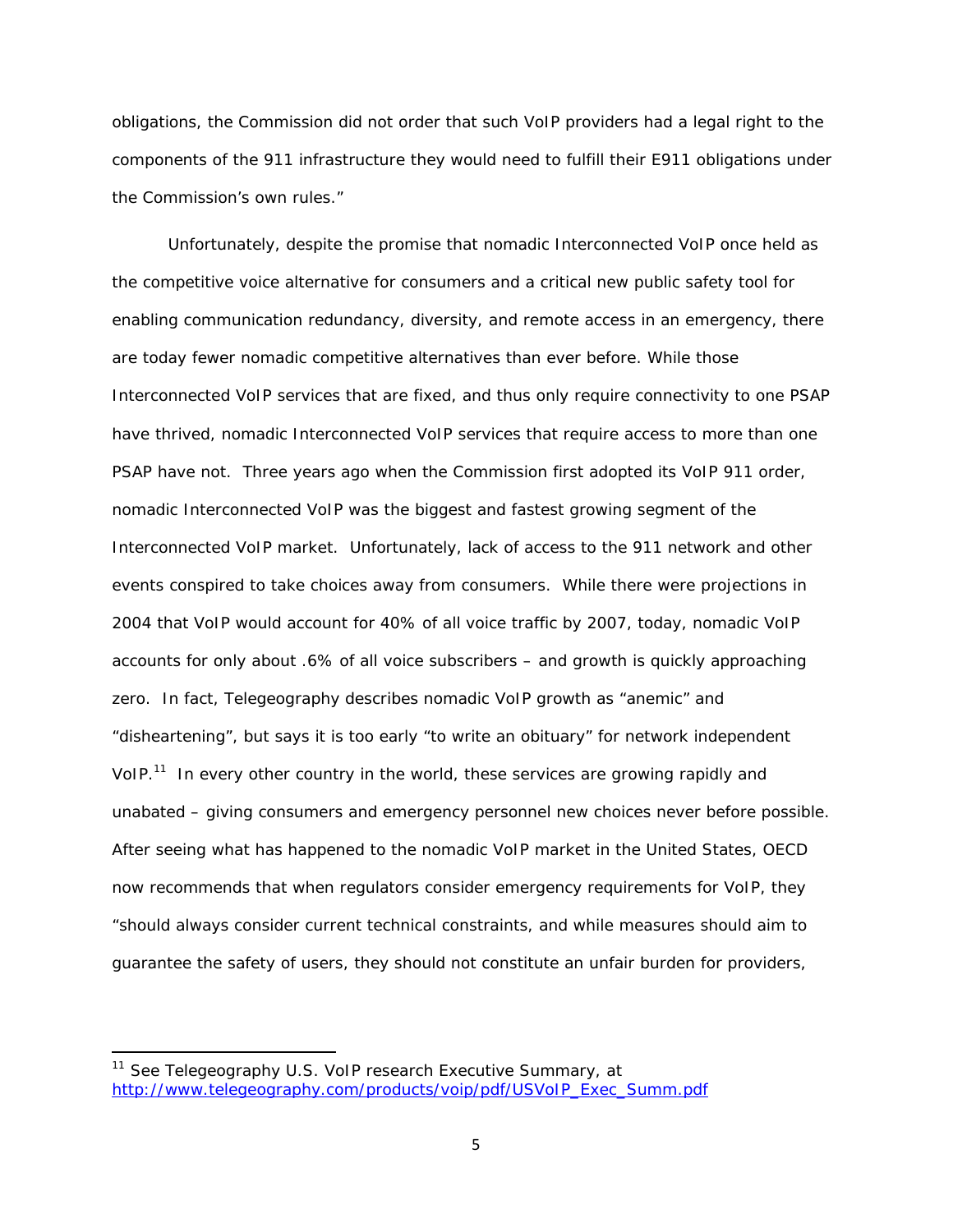obligations, the Commission did not order that such VoIP providers had a legal right to the components of the 911 infrastructure they would need to fulfill their E911 obligations under the Commission's own rules."

Unfortunately, despite the promise that nomadic Interconnected VoIP once held as the competitive voice alternative for consumers and a critical new public safety tool for enabling communication redundancy, diversity, and remote access in an emergency, there are today fewer nomadic competitive alternatives than ever before. While those Interconnected VoIP services that are fixed, and thus only require connectivity to one PSAP have thrived, nomadic Interconnected VoIP services that require access to more than one PSAP have not. Three years ago when the Commission first adopted its VoIP 911 order, nomadic Interconnected VoIP was the biggest and fastest growing segment of the Interconnected VoIP market. Unfortunately, lack of access to the 911 network and other events conspired to take choices away from consumers. While there were projections in 2004 that VoIP would account for 40% of all voice traffic by 2007, today, nomadic VoIP accounts for only about .6% of all voice subscribers – and growth is quickly approaching zero. In fact, Telegeography describes nomadic VoIP growth as "anemic" and "disheartening", but says it is too early "to write an obituary" for network independent VoIP.[11] In every other country in the world, these services are growing rapidly and unabated – giving consumers and emergency personnel new choices never before possible. After seeing what has happened to the nomadic VoIP market in the United States, OECD now recommends that when regulators consider emergency requirements for VoIP, they "should always consider current technical constraints, and while measures should aim to guarantee the safety of users, they should not constitute an unfair burden for providers,

---

[11] See Telegeography U.S. VoIP research Executive Summary, at http://www.telegeography.com/products/voip/pdf/USVoIP_Exec_Summ.pdf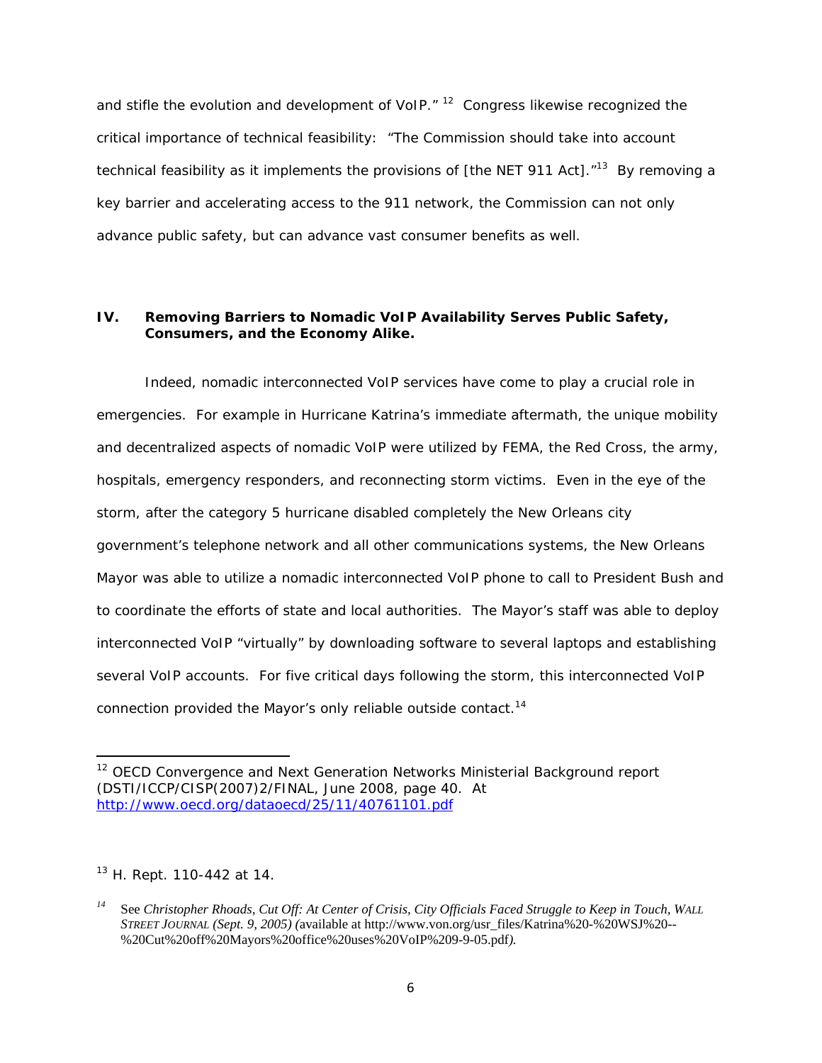and stifle the evolution and development of VoIP." [12] Congress likewise recognized the critical importance of technical feasibility: "The Commission should take into account technical feasibility as it implements the provisions of [the NET 911 Act]." [13] By removing a key barrier and accelerating access to the 911 network, the Commission can not only advance public safety, but can advance vast consumer benefits as well.

## IV. Removing Barriers to Nomadic VoIP Availability Serves Public Safety, Consumers, and the Economy Alike.

Indeed, nomadic interconnected VoIP services have come to play a crucial role in emergencies. For example in Hurricane Katrina's immediate aftermath, the unique mobility and decentralized aspects of nomadic VoIP were utilized by FEMA, the Red Cross, the army, hospitals, emergency responders, and reconnecting storm victims. Even in the eye of the storm, after the category 5 hurricane disabled completely the New Orleans city government's telephone network and all other communications systems, the New Orleans Mayor was able to utilize a nomadic interconnected VoIP phone to call to President Bush and to coordinate the efforts of state and local authorities. The Mayor's staff was able to deploy interconnected VoIP "virtually" by downloading software to several laptops and establishing several VoIP accounts. For five critical days following the storm, this interconnected VoIP connection provided the Mayor's only reliable outside contact.[14]

---

[12] OECD Convergence and Next Generation Networks Ministerial Background report (DSTI/ICCP/CISP(2007)2/FINAL, June 2008, page 40. At http://www.oecd.org/dataoecd/25/11/40761101.pdf

[13] H. Rept. 110-442 at 14.

[14] See *Christopher Rhoads, Cut Off: At Center of Crisis, City Officials Faced Struggle to Keep in Touch*, *WALL STREET JOURNAL (Sept. 9, 2005)* (available at http://www.von.org/usr_files/Katrina%20-%20WSJ%20--%20Cut%20off%20Mayors%20office%20uses%20VoIP%209-9-05.pdf).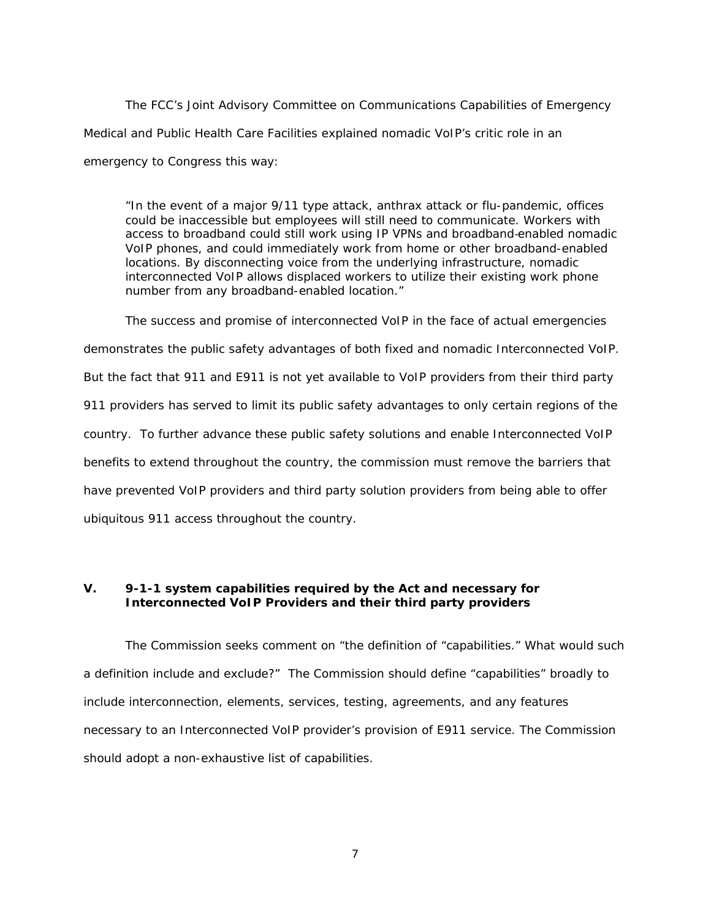The FCC's Joint Advisory Committee on Communications Capabilities of Emergency Medical and Public Health Care Facilities explained nomadic VoIP's critic role in an emergency to Congress this way:

> "In the event of a major 9/11 type attack, anthrax attack or flu-pandemic, offices could be inaccessible but employees will still need to communicate. Workers with access to broadband could still work using IP VPNs and broadband-enabled nomadic VoIP phones, and could immediately work from home or other broadband-enabled locations. By disconnecting voice from the underlying infrastructure, nomadic interconnected VoIP allows displaced workers to utilize their existing work phone number from any broadband-enabled location."

The success and promise of interconnected VoIP in the face of actual emergencies demonstrates the public safety advantages of both fixed and nomadic Interconnected VoIP. But the fact that 911 and E911 is not yet available to VoIP providers from their third party 911 providers has served to limit its public safety advantages to only certain regions of the country. To further advance these public safety solutions and enable Interconnected VoIP benefits to extend throughout the country, the commission must remove the barriers that have prevented VoIP providers and third party solution providers from being able to offer ubiquitous 911 access throughout the country.

## V. 9-1-1 system capabilities required by the Act and necessary for Interconnected VoIP Providers and their third party providers

The Commission seeks comment on "the definition of "capabilities." What would such a definition include and exclude?" The Commission should define "capabilities" broadly to include interconnection, elements, services, testing, agreements, and any features necessary to an Interconnected VoIP provider's provision of E911 service. The Commission should adopt a non-exhaustive list of capabilities.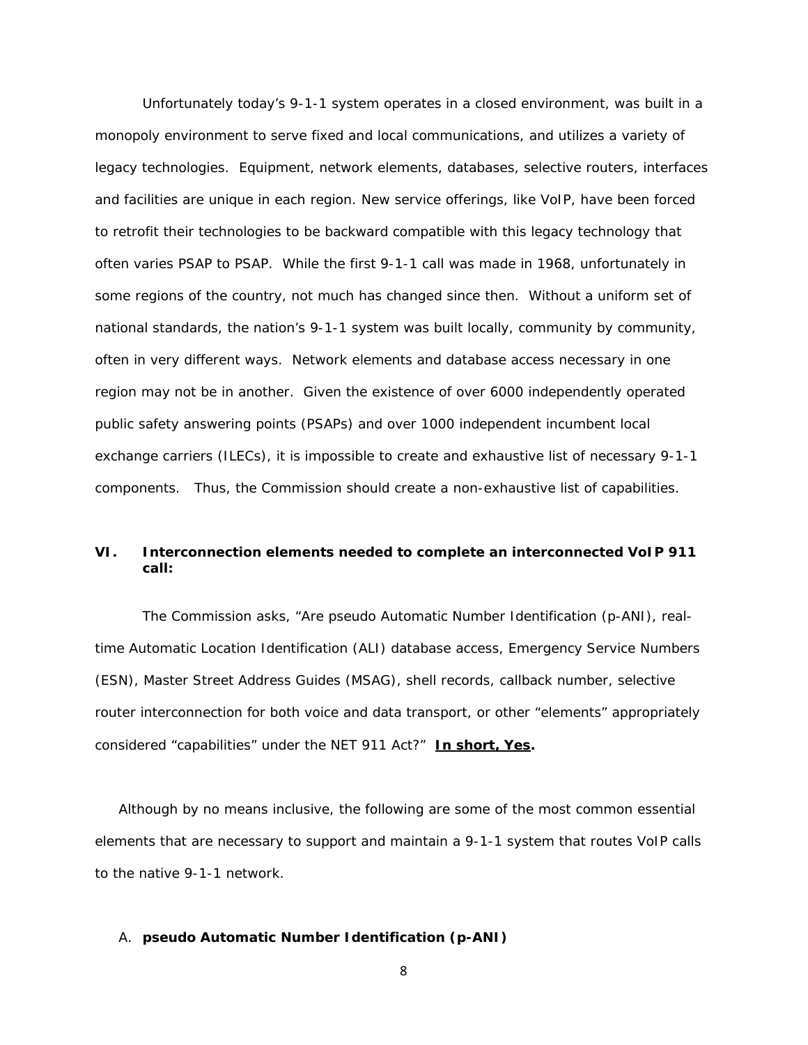Unfortunately today's 9-1-1 system operates in a closed environment, was built in a monopoly environment to serve fixed and local communications, and utilizes a variety of legacy technologies. Equipment, network elements, databases, selective routers, interfaces and facilities are unique in each region. New service offerings, like VoIP, have been forced to retrofit their technologies to be backward compatible with this legacy technology that often varies PSAP to PSAP. While the first 9-1-1 call was made in 1968, unfortunately in some regions of the country, not much has changed since then. Without a uniform set of national standards, the nation's 9-1-1 system was built locally, community by community, often in very different ways. Network elements and database access necessary in one region may not be in another. Given the existence of over 6000 independently operated public safety answering points (PSAPs) and over 1000 independent incumbent local exchange carriers (ILECs), it is impossible to create and exhaustive list of necessary 9-1-1 components. Thus, the Commission should create a non-exhaustive list of capabilities.

## VI. Interconnection elements needed to complete an interconnected VoIP 911 call:

The Commission asks, "Are pseudo Automatic Number Identification (p-ANI), real-time Automatic Location Identification (ALI) database access, Emergency Service Numbers (ESN), Master Street Address Guides (MSAG), shell records, callback number, selective router interconnection for both voice and data transport, or other "elements" appropriately considered "capabilities" under the NET 911 Act?" **<u>In short, Yes</u>.**

Although by no means inclusive, the following are some of the most common essential elements that are necessary to support and maintain a 9-1-1 system that routes VoIP calls to the native 9-1-1 network.

### A. pseudo Automatic Number Identification (p-ANI)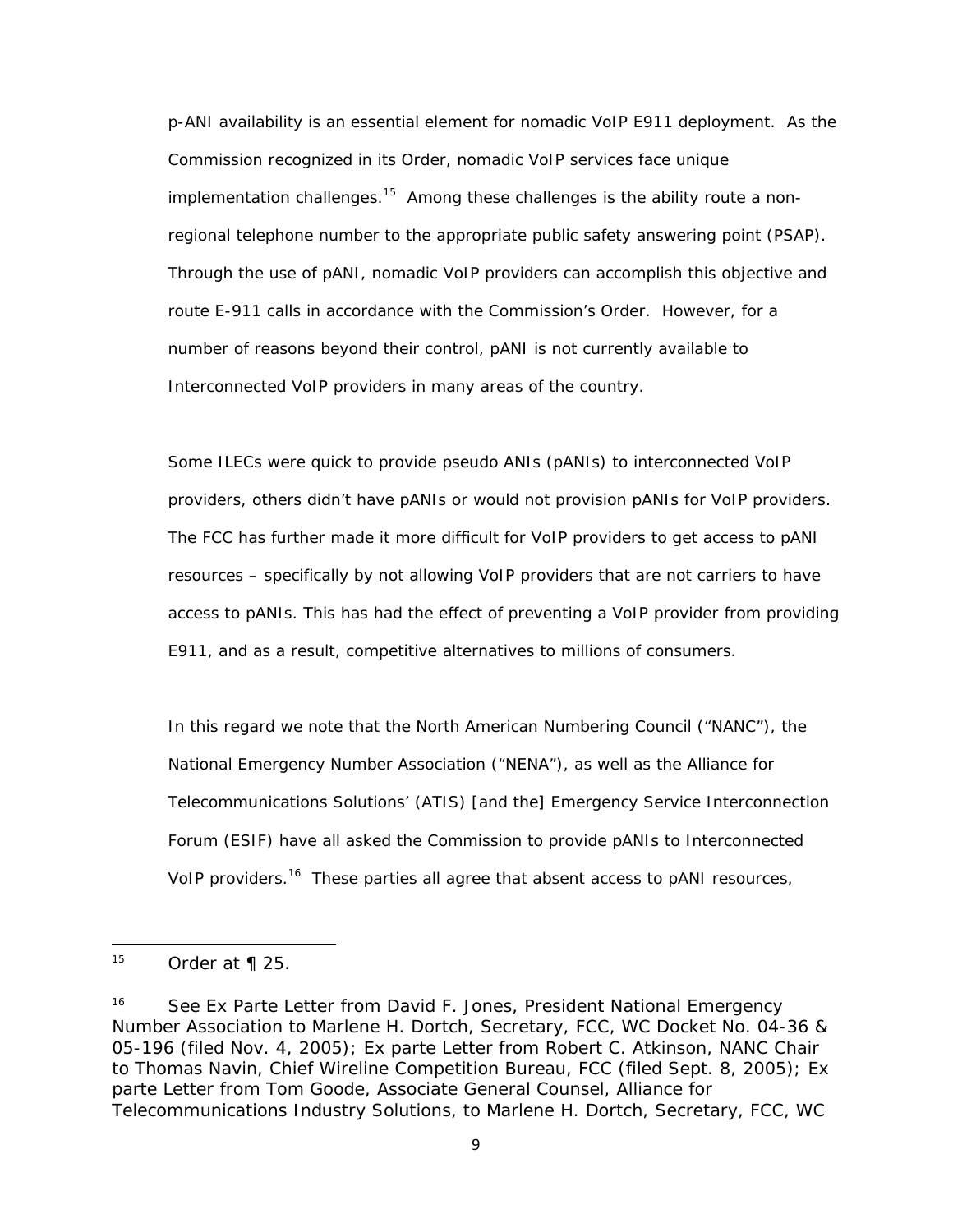p-ANI availability is an essential element for nomadic VoIP E911 deployment. As the Commission recognized in its Order, nomadic VoIP services face unique implementation challenges.[15] Among these challenges is the ability route a non-regional telephone number to the appropriate public safety answering point (PSAP). Through the use of pANI, nomadic VoIP providers can accomplish this objective and route E-911 calls in accordance with the Commission's Order. However, for a number of reasons beyond their control, pANI is not currently available to Interconnected VoIP providers in many areas of the country.

Some ILECs were quick to provide pseudo ANIs (pANIs) to interconnected VoIP providers, others didn't have pANIs or would not provision pANIs for VoIP providers. The FCC has further made it more difficult for VoIP providers to get access to pANI resources – specifically by not allowing VoIP providers that are not carriers to have access to pANIs. This has had the effect of preventing a VoIP provider from providing E911, and as a result, competitive alternatives to millions of consumers.

In this regard we note that the North American Numbering Council ("NANC"), the National Emergency Number Association ("NENA"), as well as the Alliance for Telecommunications Solutions' (ATIS) [and the] Emergency Service Interconnection Forum (ESIF) have all asked the Commission to provide pANIs to Interconnected VoIP providers.[16] These parties all agree that absent access to pANI resources,

---

[15] Order at ¶ 25.

[16] See Ex Parte Letter from David F. Jones, President National Emergency Number Association to Marlene H. Dortch, Secretary, FCC, WC Docket No. 04-36 & 05-196 (filed Nov. 4, 2005); Ex parte Letter from Robert C. Atkinson, NANC Chair to Thomas Navin, Chief Wireline Competition Bureau, FCC (filed Sept. 8, 2005); Ex parte Letter from Tom Goode, Associate General Counsel, Alliance for Telecommunications Industry Solutions, to Marlene H. Dortch, Secretary, FCC, WC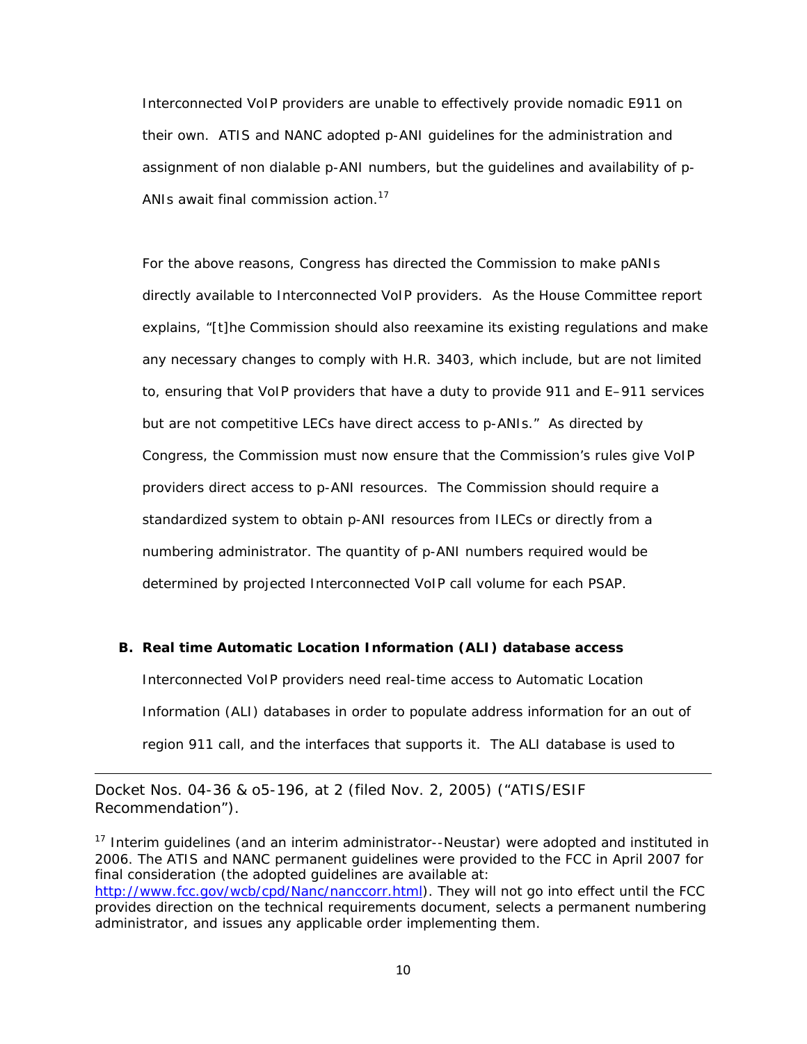Interconnected VoIP providers are unable to effectively provide nomadic E911 on their own. ATIS and NANC adopted p-ANI guidelines for the administration and assignment of non dialable p-ANI numbers, but the guidelines and availability of p-ANIs await final commission action.[17]

For the above reasons, Congress has directed the Commission to make pANIs directly available to Interconnected VoIP providers. As the House Committee report explains, "[t]he Commission should also reexamine its existing regulations and make any necessary changes to comply with H.R. 3403, which include, but are not limited to, ensuring that VoIP providers that have a duty to provide 911 and E–911 services but are not competitive LECs have direct access to p-ANIs." As directed by Congress, the Commission must now ensure that the Commission's rules give VoIP providers direct access to p-ANI resources. The Commission should require a standardized system to obtain p-ANI resources from ILECs or directly from a numbering administrator. The quantity of p-ANI numbers required would be determined by projected Interconnected VoIP call volume for each PSAP.

**B. Real time Automatic Location Information (ALI) database access**

Interconnected VoIP providers need real-time access to Automatic Location Information (ALI) databases in order to populate address information for an out of region 911 call, and the interfaces that supports it. The ALI database is used to

---

Docket Nos. 04-36 & o5-196, at 2 (filed Nov. 2, 2005) ("ATIS/ESIF Recommendation").

[17] Interim guidelines (and an interim administrator--Neustar) were adopted and instituted in 2006. The ATIS and NANC permanent guidelines were provided to the FCC in April 2007 for final consideration (the adopted guidelines are available at: http://www.fcc.gov/wcb/cpd/Nanc/nanccorr.html). They will not go into effect until the FCC provides direction on the technical requirements document, selects a permanent numbering administrator, and issues any applicable order implementing them.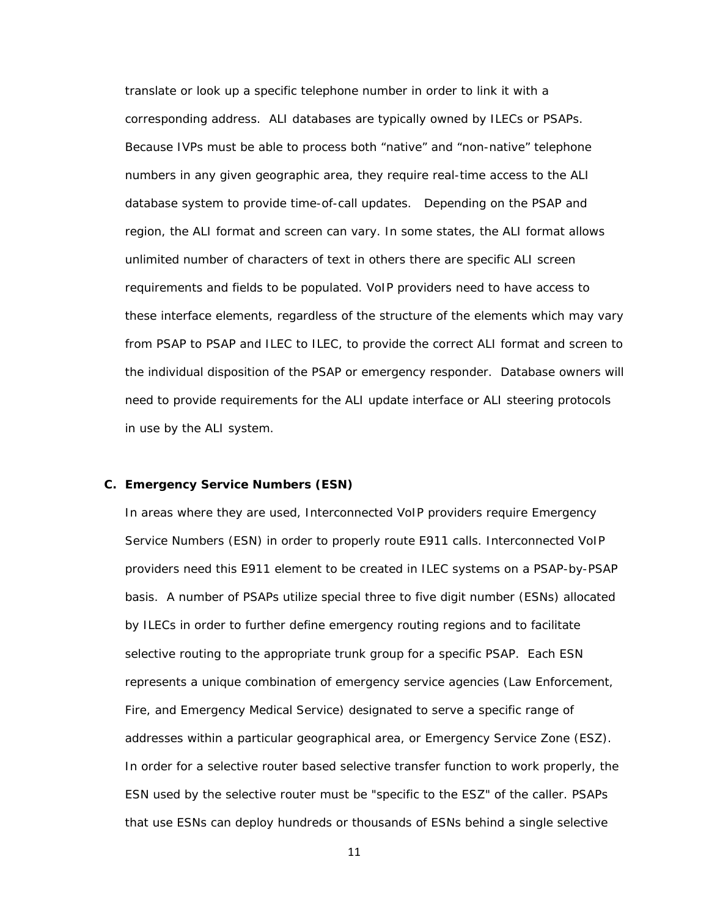translate or look up a specific telephone number in order to link it with a corresponding address. ALI databases are typically owned by ILECs or PSAPs. Because IVPs must be able to process both "native" and "non-native" telephone numbers in any given geographic area, they require real-time access to the ALI database system to provide time-of-call updates. Depending on the PSAP and region, the ALI format and screen can vary. In some states, the ALI format allows unlimited number of characters of text in others there are specific ALI screen requirements and fields to be populated. VoIP providers need to have access to these interface elements, regardless of the structure of the elements which may vary from PSAP to PSAP and ILEC to ILEC, to provide the correct ALI format and screen to the individual disposition of the PSAP or emergency responder. Database owners will need to provide requirements for the ALI update interface or ALI steering protocols in use by the ALI system.

### C. Emergency Service Numbers (ESN)

In areas where they are used, Interconnected VoIP providers require Emergency Service Numbers (ESN) in order to properly route E911 calls. Interconnected VoIP providers need this E911 element to be created in ILEC systems on a PSAP-by-PSAP basis. A number of PSAPs utilize special three to five digit number (ESNs) allocated by ILECs in order to further define emergency routing regions and to facilitate selective routing to the appropriate trunk group for a specific PSAP. Each ESN represents a unique combination of emergency service agencies (Law Enforcement, Fire, and Emergency Medical Service) designated to serve a specific range of addresses within a particular geographical area, or Emergency Service Zone (ESZ). In order for a selective router based selective transfer function to work properly, the ESN used by the selective router must be "specific to the ESZ" of the caller. PSAPs that use ESNs can deploy hundreds or thousands of ESNs behind a single selective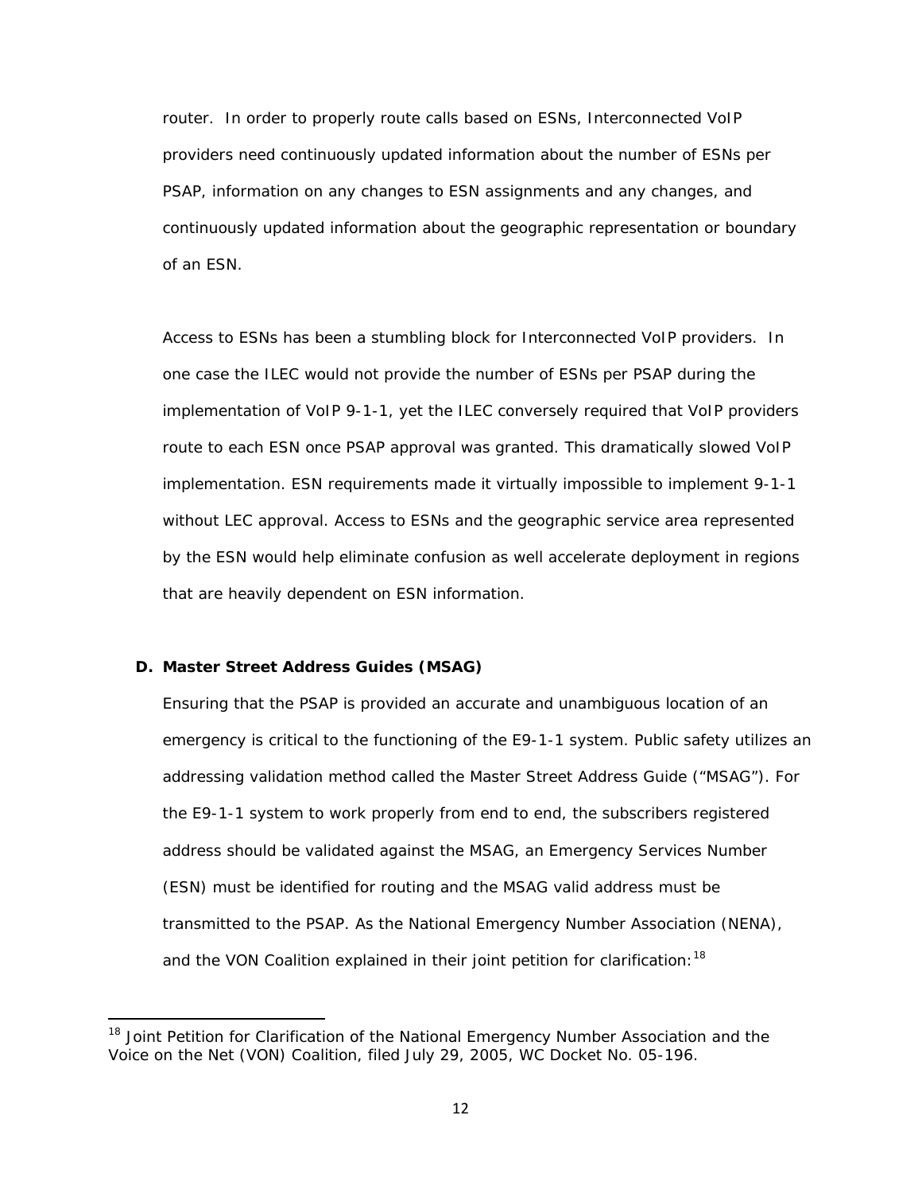router. In order to properly route calls based on ESNs, Interconnected VoIP providers need continuously updated information about the number of ESNs per PSAP, information on any changes to ESN assignments and any changes, and continuously updated information about the geographic representation or boundary of an ESN.

Access to ESNs has been a stumbling block for Interconnected VoIP providers. In one case the ILEC would not provide the number of ESNs per PSAP during the implementation of VoIP 9-1-1, yet the ILEC conversely required that VoIP providers route to each ESN once PSAP approval was granted. This dramatically slowed VoIP implementation. ESN requirements made it virtually impossible to implement 9-1-1 without LEC approval. Access to ESNs and the geographic service area represented by the ESN would help eliminate confusion as well accelerate deployment in regions that are heavily dependent on ESN information.

### D. Master Street Address Guides (MSAG)

Ensuring that the PSAP is provided an accurate and unambiguous location of an emergency is critical to the functioning of the E9-1-1 system. Public safety utilizes an addressing validation method called the Master Street Address Guide ("MSAG"). For the E9-1-1 system to work properly from end to end, the subscribers registered address should be validated against the MSAG, an Emergency Services Number (ESN) must be identified for routing and the MSAG valid address must be transmitted to the PSAP. As the National Emergency Number Association (NENA), and the VON Coalition explained in their joint petition for clarification:[18]

---

[18] Joint Petition for Clarification of the National Emergency Number Association and the Voice on the Net (VON) Coalition, filed July 29, 2005, WC Docket No. 05-196.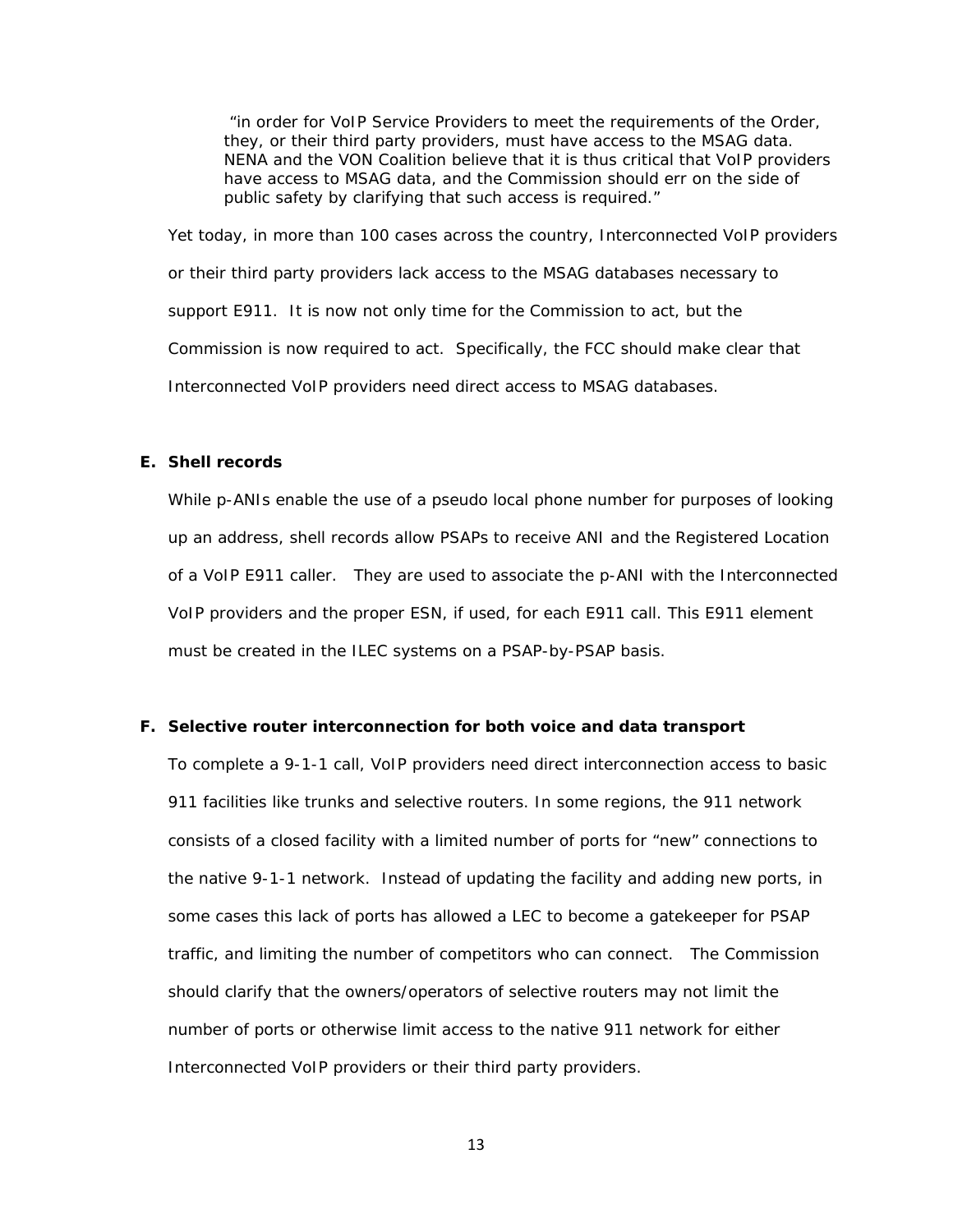> "in order for VoIP Service Providers to meet the requirements of the Order, they, or their third party providers, must have access to the MSAG data. NENA and the VON Coalition believe that it is thus critical that VoIP providers have access to MSAG data, and the Commission should err on the side of public safety by clarifying that such access is required."

Yet today, in more than 100 cases across the country, Interconnected VoIP providers or their third party providers lack access to the MSAG databases necessary to support E911. It is now not only time for the Commission to act, but the Commission is now required to act. Specifically, the FCC should make clear that Interconnected VoIP providers need direct access to MSAG databases.

**E. Shell records**

While p-ANIs enable the use of a pseudo local phone number for purposes of looking up an address, shell records allow PSAPs to receive ANI and the Registered Location of a VoIP E911 caller. They are used to associate the p-ANI with the Interconnected VoIP providers and the proper ESN, if used, for each E911 call. This E911 element must be created in the ILEC systems on a PSAP-by-PSAP basis.

**F. Selective router interconnection for both voice and data transport**

To complete a 9-1-1 call, VoIP providers need direct interconnection access to basic 911 facilities like trunks and selective routers. In some regions, the 911 network consists of a closed facility with a limited number of ports for "new" connections to the native 9-1-1 network. Instead of updating the facility and adding new ports, in some cases this lack of ports has allowed a LEC to become a gatekeeper for PSAP traffic, and limiting the number of competitors who can connect. The Commission should clarify that the owners/operators of selective routers may not limit the number of ports or otherwise limit access to the native 911 network for either Interconnected VoIP providers or their third party providers.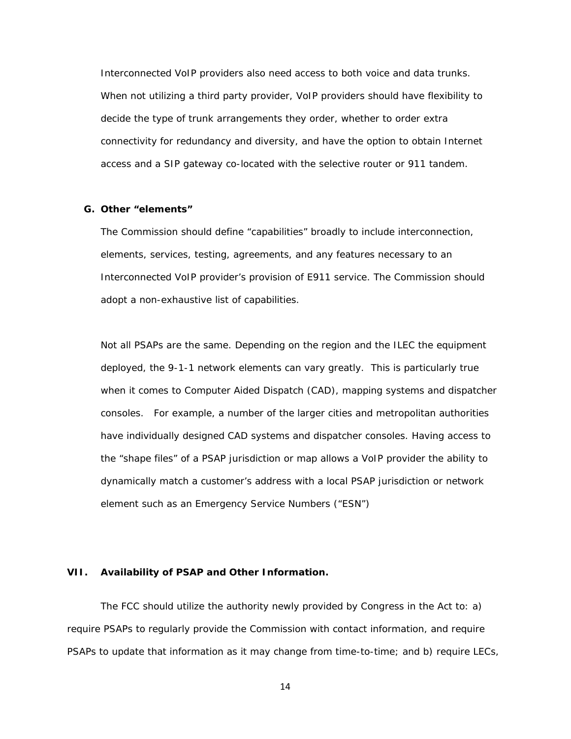Interconnected VoIP providers also need access to both voice and data trunks. When not utilizing a third party provider, VoIP providers should have flexibility to decide the type of trunk arrangements they order, whether to order extra connectivity for redundancy and diversity, and have the option to obtain Internet access and a SIP gateway co-located with the selective router or 911 tandem.

### G. Other "elements"

The Commission should define "capabilities" broadly to include interconnection, elements, services, testing, agreements, and any features necessary to an Interconnected VoIP provider's provision of E911 service. The Commission should adopt a non-exhaustive list of capabilities.

Not all PSAPs are the same. Depending on the region and the ILEC the equipment deployed, the 9-1-1 network elements can vary greatly. This is particularly true when it comes to Computer Aided Dispatch (CAD), mapping systems and dispatcher consoles. For example, a number of the larger cities and metropolitan authorities have individually designed CAD systems and dispatcher consoles. Having access to the "shape files" of a PSAP jurisdiction or map allows a VoIP provider the ability to dynamically match a customer's address with a local PSAP jurisdiction or network element such as an Emergency Service Numbers ("ESN")

## VII. Availability of PSAP and Other Information.

The FCC should utilize the authority newly provided by Congress in the Act to: a) require PSAPs to regularly provide the Commission with contact information, and require PSAPs to update that information as it may change from time-to-time; and b) require LECs,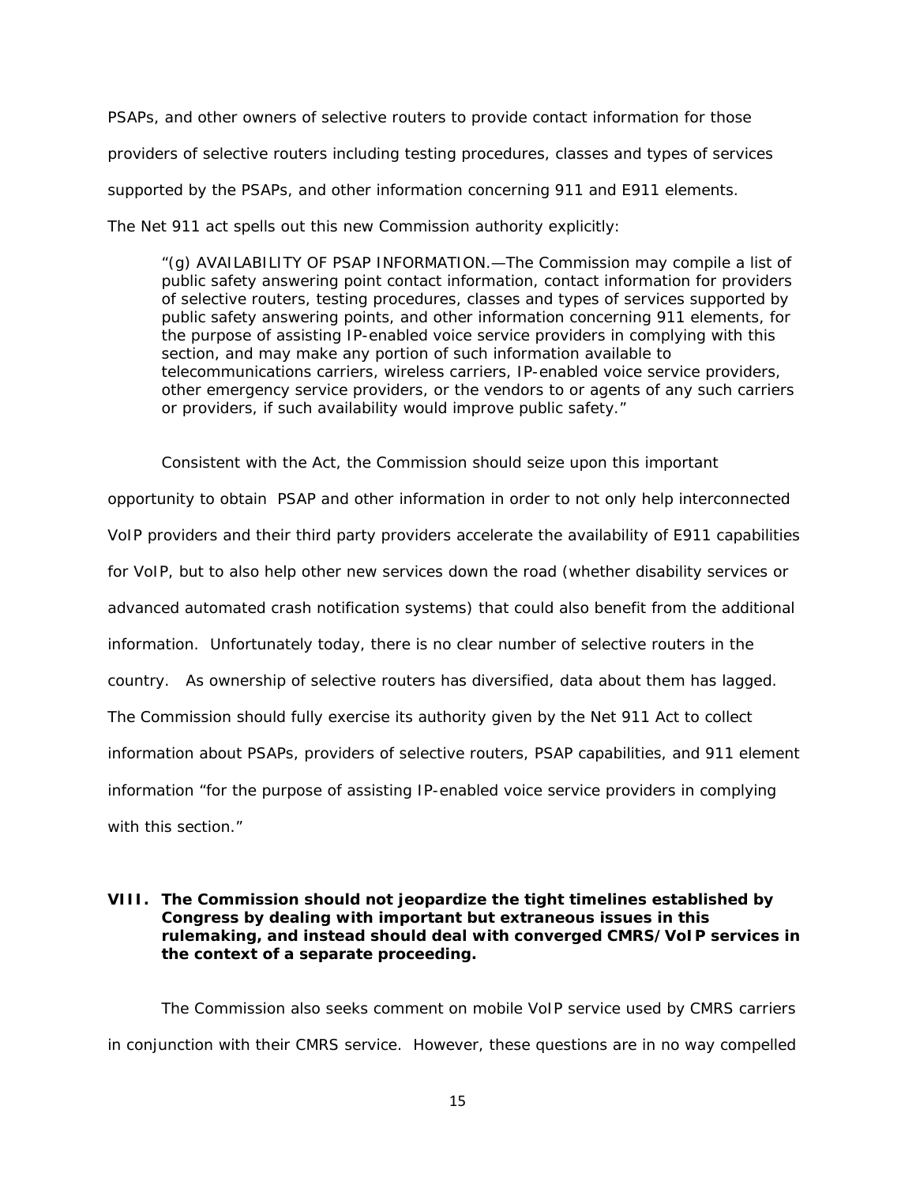PSAPs, and other owners of selective routers to provide contact information for those providers of selective routers including testing procedures, classes and types of services supported by the PSAPs, and other information concerning 911 and E911 elements. The Net 911 act spells out this new Commission authority explicitly:

> "(g) AVAILABILITY OF PSAP INFORMATION.—The Commission may compile a list of public safety answering point contact information, contact information for providers of selective routers, testing procedures, classes and types of services supported by public safety answering points, and other information concerning 911 elements, for the purpose of assisting IP-enabled voice service providers in complying with this section, and may make any portion of such information available to telecommunications carriers, wireless carriers, IP-enabled voice service providers, other emergency service providers, or the vendors to or agents of any such carriers or providers, if such availability would improve public safety."

Consistent with the Act, the Commission should seize upon this important opportunity to obtain PSAP and other information in order to not only help interconnected VoIP providers and their third party providers accelerate the availability of E911 capabilities for VoIP, but to also help other new services down the road (whether disability services or advanced automated crash notification systems) that could also benefit from the additional information. Unfortunately today, there is no clear number of selective routers in the country. As ownership of selective routers has diversified, data about them has lagged. The Commission should fully exercise its authority given by the Net 911 Act to collect information about PSAPs, providers of selective routers, PSAP capabilities, and 911 element information "for the purpose of assisting IP-enabled voice service providers in complying with this section."

## VIII. The Commission should not jeopardize the tight timelines established by Congress by dealing with important but extraneous issues in this rulemaking, and instead should deal with converged CMRS/VoIP services in the context of a separate proceeding.

The Commission also seeks comment on mobile VoIP service used by CMRS carriers in conjunction with their CMRS service. However, these questions are in no way compelled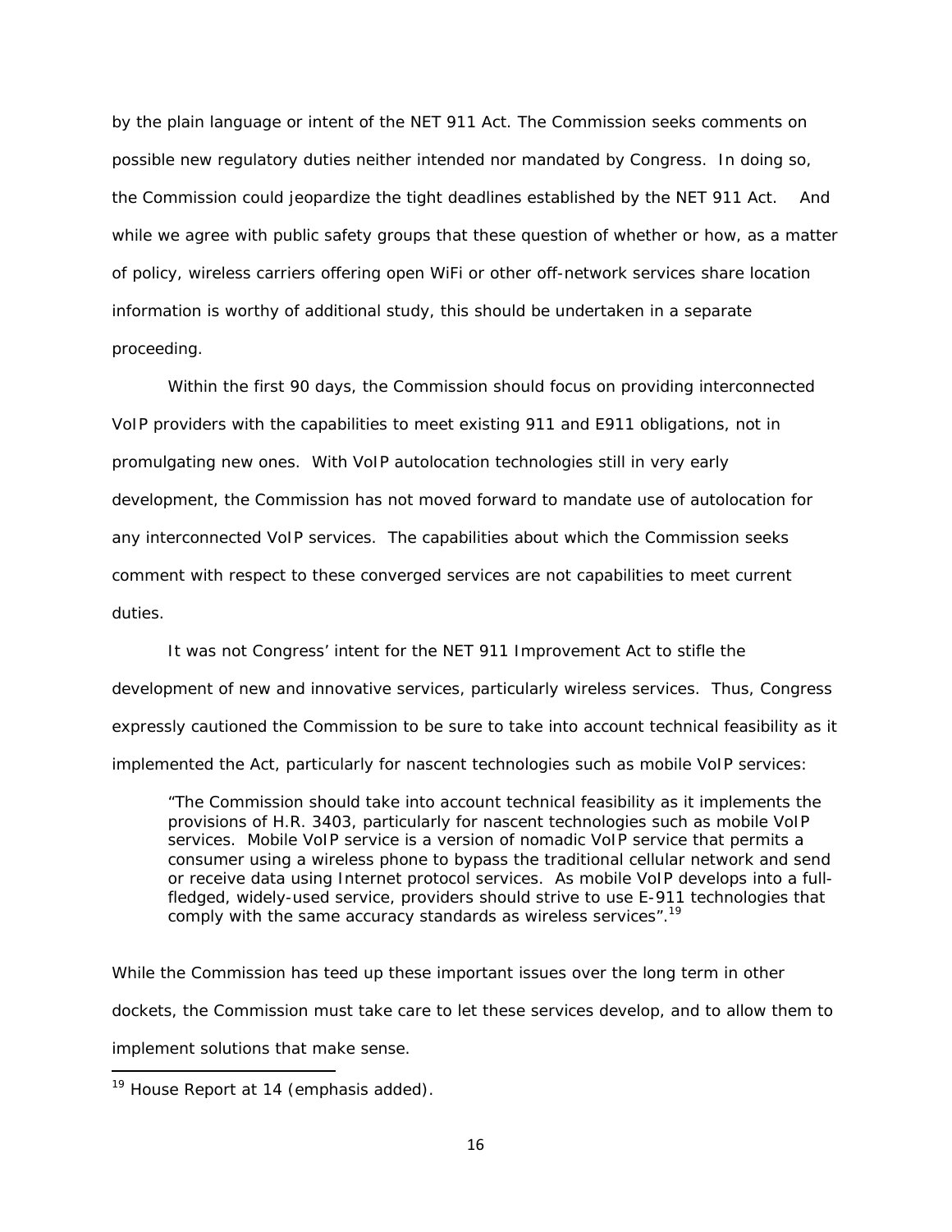by the plain language or intent of the NET 911 Act. The Commission seeks comments on possible new regulatory duties neither intended nor mandated by Congress. In doing so, the Commission could jeopardize the tight deadlines established by the NET 911 Act. And while we agree with public safety groups that these question of whether or how, as a matter of policy, wireless carriers offering open WiFi or other off-network services share location information is worthy of additional study, this should be undertaken in a separate proceeding.

Within the first 90 days, the Commission should focus on providing interconnected VoIP providers with the capabilities to meet existing 911 and E911 obligations, not in promulgating new ones. With VoIP autolocation technologies still in very early development, the Commission has not moved forward to mandate use of autolocation for any interconnected VoIP services. The capabilities about which the Commission seeks comment with respect to these converged services are not capabilities to meet current duties.

It was not Congress' intent for the NET 911 Improvement Act to stifle the development of new and innovative services, particularly wireless services. Thus, Congress expressly cautioned the Commission to be sure to take into account technical feasibility as it implemented the Act, particularly for nascent technologies such as mobile VoIP services:

> "The Commission should take into account technical feasibility as it implements the provisions of H.R. 3403, particularly for nascent technologies such as mobile VoIP services. Mobile VoIP service is a version of nomadic VoIP service that permits a consumer using a wireless phone to bypass the traditional cellular network and send or receive data using Internet protocol services. As mobile VoIP develops into a full-fledged, widely-used service, providers should strive to use E-911 technologies that comply with the same accuracy standards as wireless services".[19]

While the Commission has teed up these important issues over the long term in other dockets, the Commission must take care to let these services develop, and to allow them to implement solutions that make sense.

---

[19] House Report at 14 (emphasis added).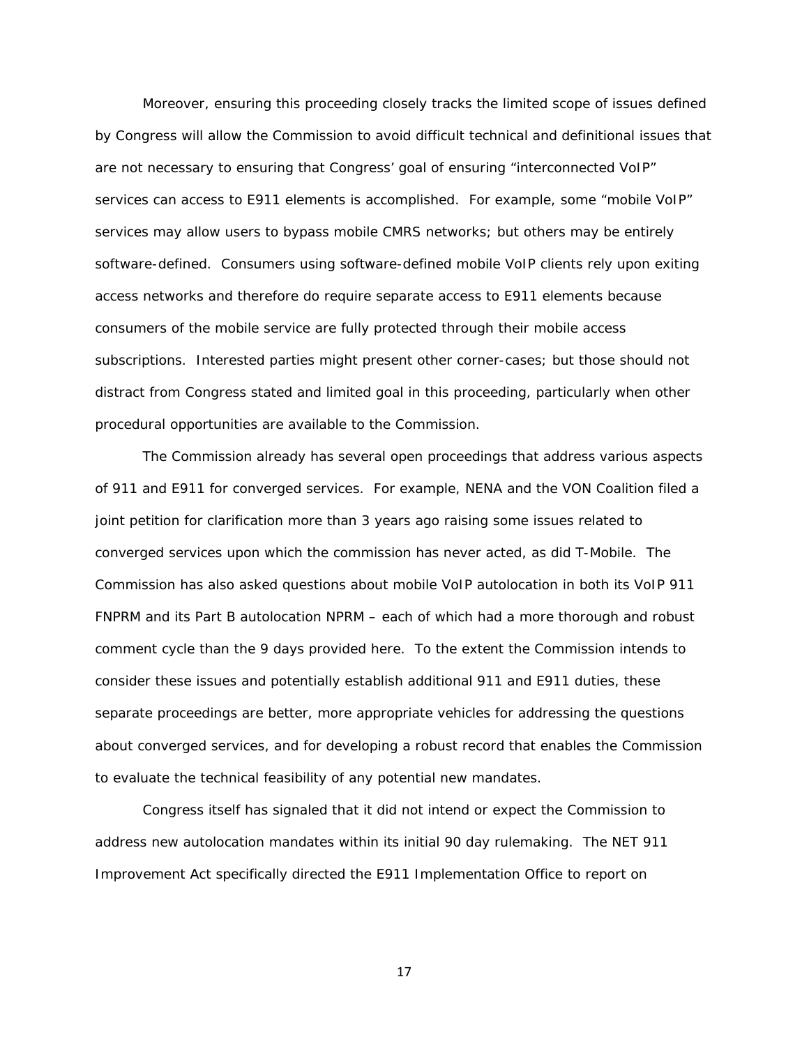Moreover, ensuring this proceeding closely tracks the limited scope of issues defined by Congress will allow the Commission to avoid difficult technical and definitional issues that are not necessary to ensuring that Congress' goal of ensuring "interconnected VoIP" services can access to E911 elements is accomplished. For example, some "mobile VoIP" services may allow users to bypass mobile CMRS networks; but others may be entirely software-defined. Consumers using software-defined mobile VoIP clients rely upon exiting access networks and therefore do require separate access to E911 elements because consumers of the mobile service are fully protected through their mobile access subscriptions. Interested parties might present other corner-cases; but those should not distract from Congress stated and limited goal in this proceeding, particularly when other procedural opportunities are available to the Commission.

The Commission already has several open proceedings that address various aspects of 911 and E911 for converged services. For example, NENA and the VON Coalition filed a joint petition for clarification more than 3 years ago raising some issues related to converged services upon which the commission has never acted, as did T-Mobile. The Commission has also asked questions about mobile VoIP autolocation in both its VoIP 911 FNPRM and its Part B autolocation NPRM – each of which had a more thorough and robust comment cycle than the 9 days provided here. To the extent the Commission intends to consider these issues and potentially establish additional 911 and E911 duties, these separate proceedings are better, more appropriate vehicles for addressing the questions about converged services, and for developing a robust record that enables the Commission to evaluate the technical feasibility of any potential new mandates.

Congress itself has signaled that it did not intend or expect the Commission to address new autolocation mandates within its initial 90 day rulemaking. The NET 911 Improvement Act specifically directed the E911 Implementation Office to report on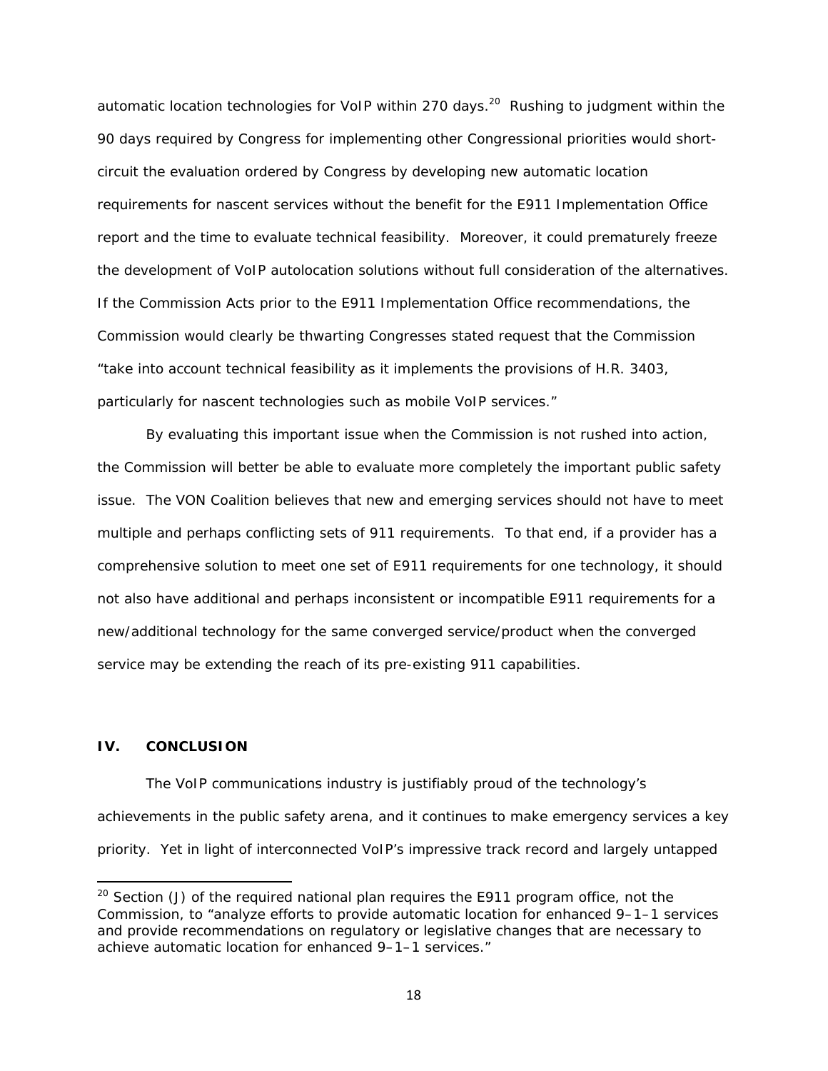automatic location technologies for VoIP within 270 days.[20] Rushing to judgment within the 90 days required by Congress for implementing other Congressional priorities would short-circuit the evaluation ordered by Congress by developing new automatic location requirements for nascent services without the benefit for the E911 Implementation Office report and the time to evaluate technical feasibility. Moreover, it could prematurely freeze the development of VoIP autolocation solutions without full consideration of the alternatives. If the Commission Acts prior to the E911 Implementation Office recommendations, the Commission would clearly be thwarting Congresses stated request that the Commission "take into account technical feasibility as it implements the provisions of H.R. 3403, particularly for nascent technologies such as mobile VoIP services."

By evaluating this important issue when the Commission is not rushed into action, the Commission will better be able to evaluate more completely the important public safety issue. The VON Coalition believes that new and emerging services should not have to meet multiple and perhaps conflicting sets of 911 requirements. To that end, if a provider has a comprehensive solution to meet one set of E911 requirements for one technology, it should not also have additional and perhaps inconsistent or incompatible E911 requirements for a new/additional technology for the same converged service/product when the converged service may be extending the reach of its pre-existing 911 capabilities.

## IV. CONCLUSION

The VoIP communications industry is justifiably proud of the technology's achievements in the public safety arena, and it continues to make emergency services a key priority. Yet in light of interconnected VoIP's impressive track record and largely untapped

[20] Section (J) of the required national plan requires the E911 program office, not the Commission, to "analyze efforts to provide automatic location for enhanced 9–1–1 services and provide recommendations on regulatory or legislative changes that are necessary to achieve automatic location for enhanced 9–1–1 services."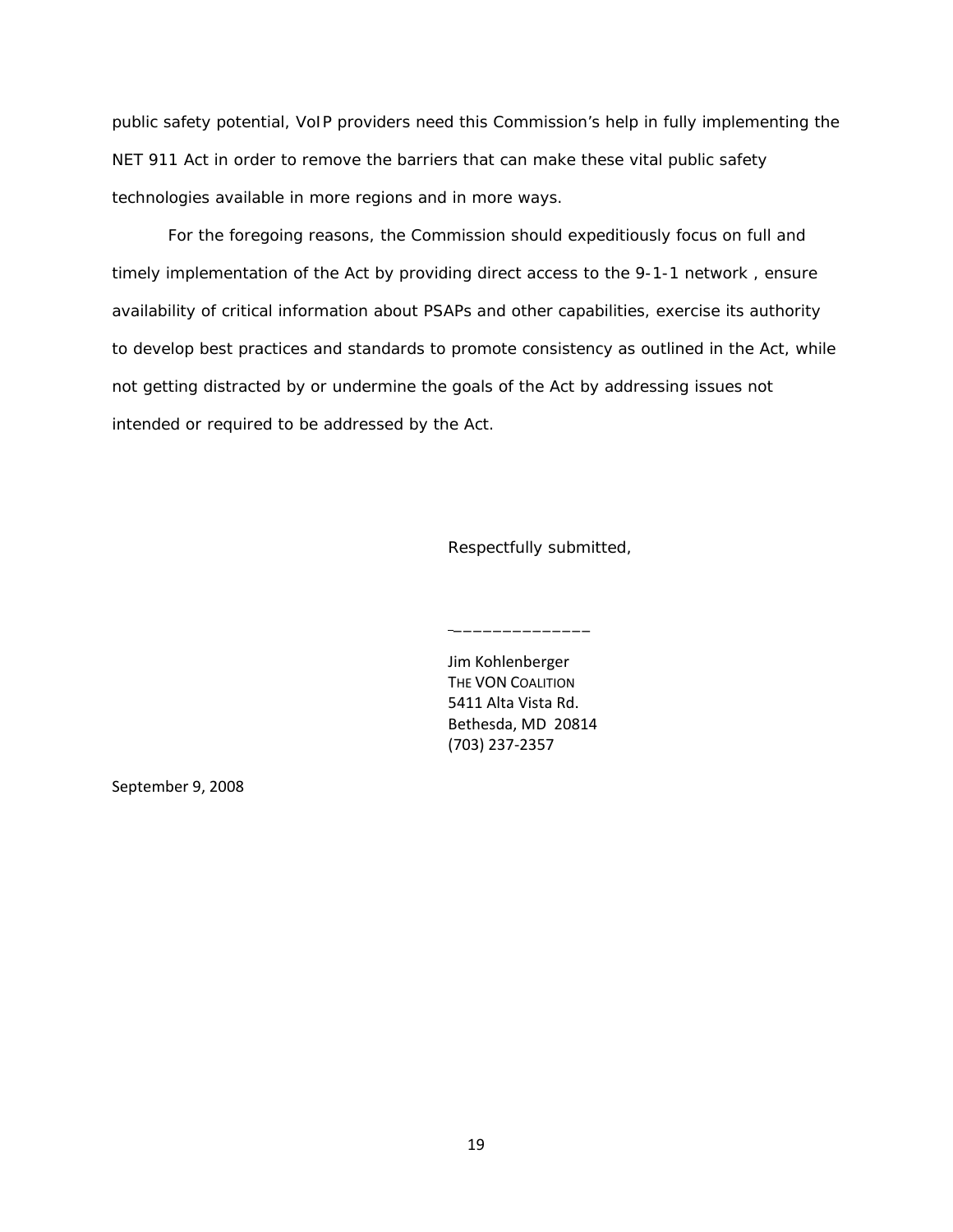public safety potential, VoIP providers need this Commission's help in fully implementing the NET 911 Act in order to remove the barriers that can make these vital public safety technologies available in more regions and in more ways.

For the foregoing reasons, the Commission should expeditiously focus on full and timely implementation of the Act by providing direct access to the 9-1-1 network , ensure availability of critical information about PSAPs and other capabilities, exercise its authority to develop best practices and standards to promote consistency as outlined in the Act, while not getting distracted by or undermine the goals of the Act by addressing issues not intended or required to be addressed by the Act.

Respectfully submitted,

_______________

Jim Kohlenberger
THE VON COALITION
5411 Alta Vista Rd.
Bethesda, MD 20814
(703) 237-2357

September 9, 2008